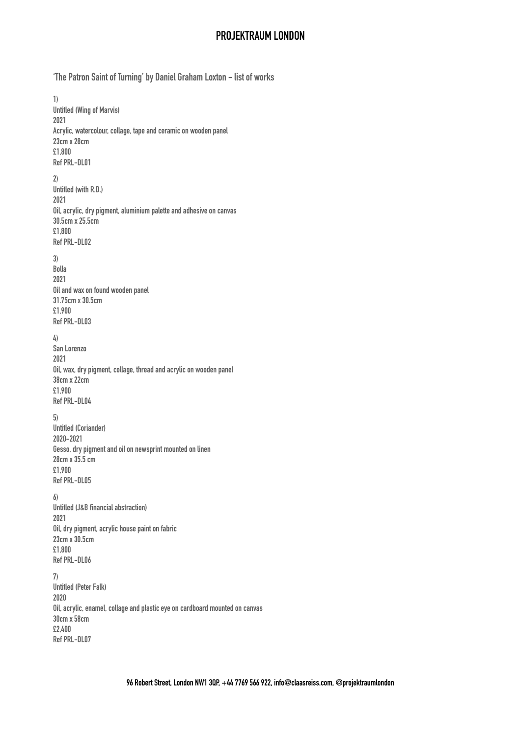# PROJEKTRAUM LONDON

## 'The Patron Saint of Turning' by Daniel Graham Loxton - list of works

1)
Untitled (Wing of Marvis)
2021
Acrylic, watercolour, collage, tape and ceramic on wooden panel
23cm x 28cm
£1,800
Ref PRL-DL01

2)
Untitled (with R.D.)
2021
Oil, acrylic, dry pigment, aluminium palette and adhesive on canvas
30.5cm x 25.5cm
£1,800
Ref PRL-DL02

3)
Bolla
2021
Oil and wax on found wooden panel
31.75cm x 30.5cm
£1,900
Ref PRL-DL03

4)
San Lorenzo
2021
Oil, wax, dry pigment, collage, thread and acrylic on wooden panel
38cm x 22cm
£1,900
Ref PRL-DL04

5)
Untitled (Coriander)
2020-2021
Gesso, dry pigment and oil on newsprint mounted on linen
28cm x 35.5 cm
£1,900
Ref PRL-DL05

6)
Untitled (J&B financial abstraction)
2021
Oil, dry pigment, acrylic house paint on fabric
23cm x 30.5cm
£1,800
Ref PRL-DL06

7)
Untitled (Peter Falk)
2020
Oil, acrylic, enamel, collage and plastic eye on cardboard mounted on canvas
30cm x 58cm
£2,400
Ref PRL-DL07

96 Robert Street, London NW1 3QP, +44 7769 566 922, info@claasreiss.com, @projektraumlondon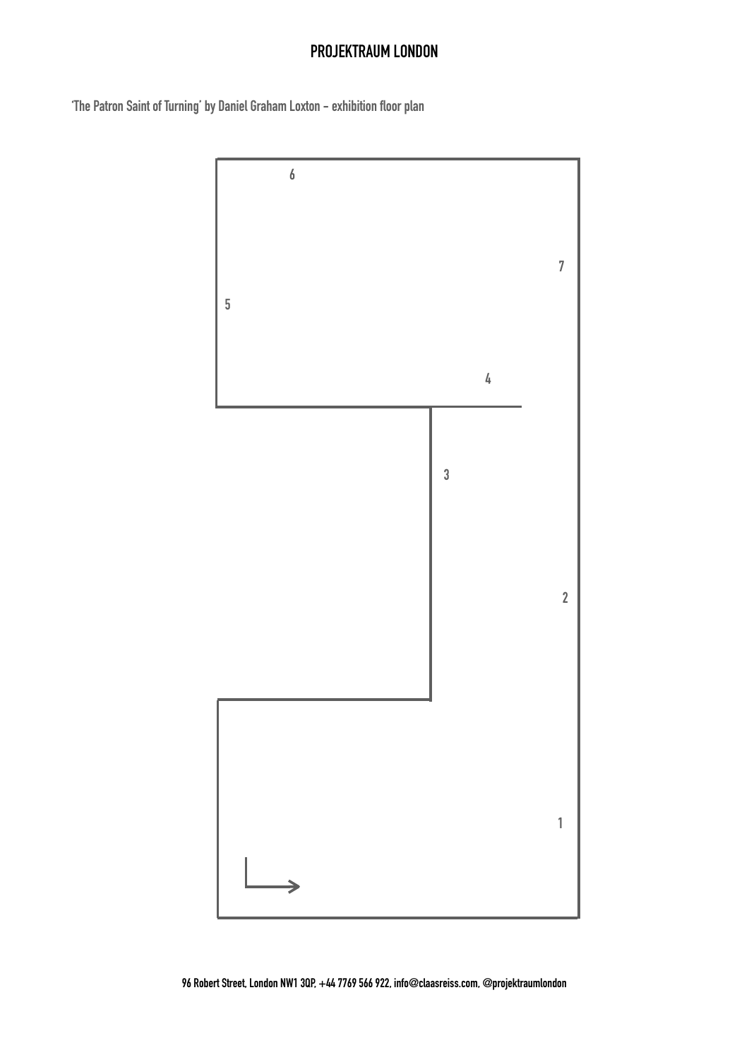# PROJEKTRAUM LONDON

'The Patron Saint of Turning' by Daniel Graham Loxton – exhibition floor plan

6

7

5

4

3

2

1

96 Robert Street, London NW1 3QP, +44 7769 566 922, info@claasreiss.com, @projektraumlondon